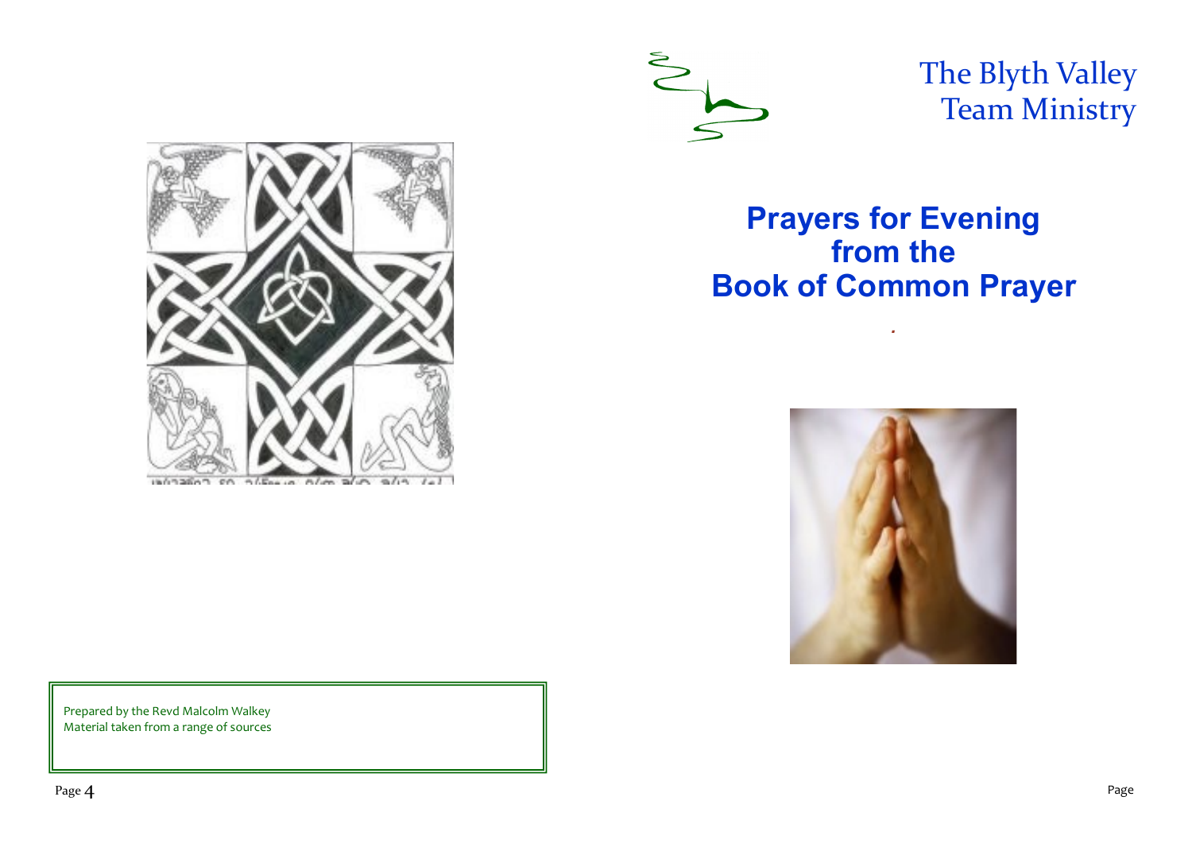The Blyth Valley Team Ministry

# Prayers for Evening from the Book of Common Prayer

Prepared by the Revd Malcolm Walkey
Material taken from a range of sources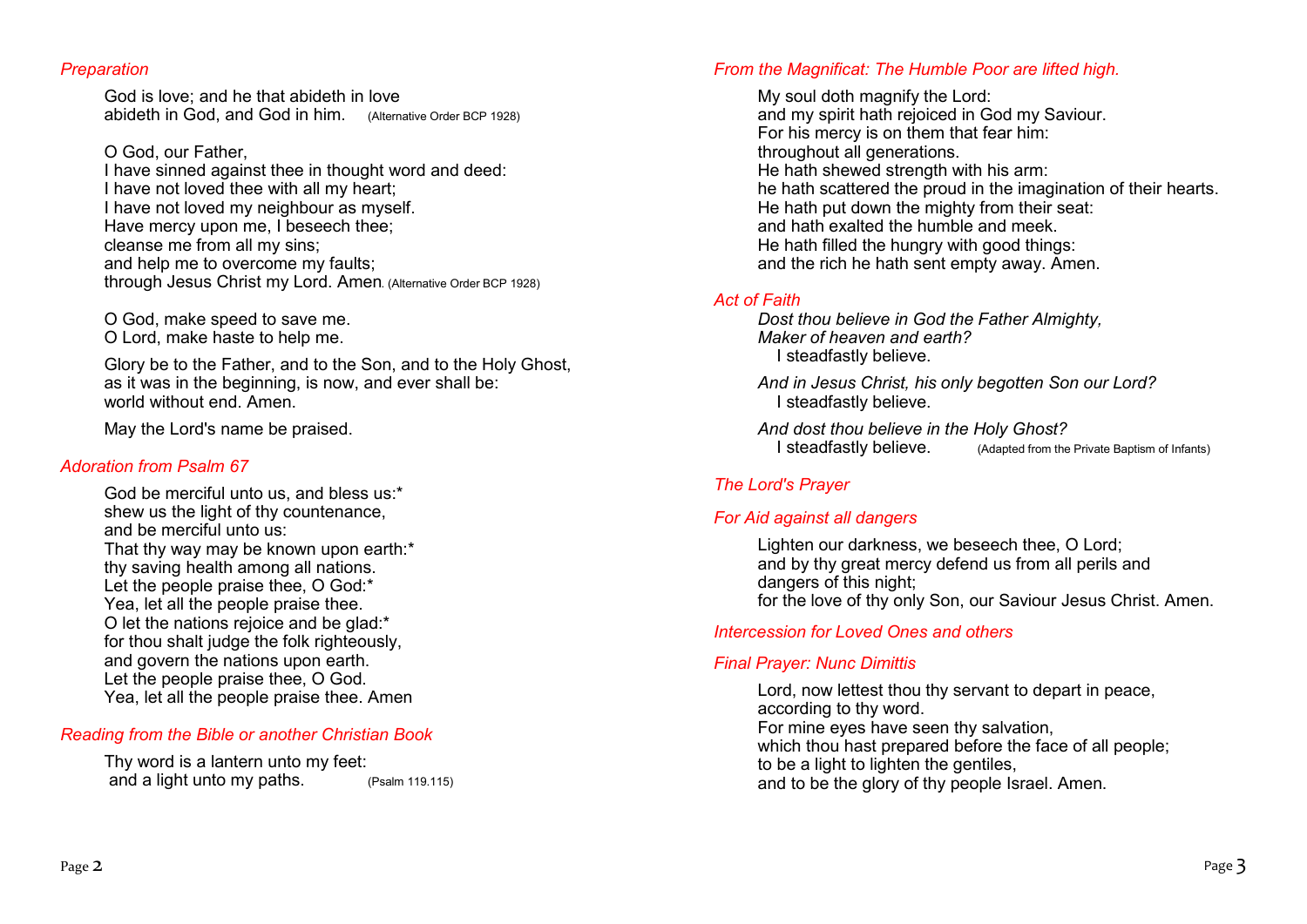*Preparation*

God is love; and he that abideth in love
abideth in God, and God in him. (Alternative Order BCP 1928)

O God, our Father,
I have sinned against thee in thought word and deed:
I have not loved thee with all my heart;
I have not loved my neighbour as myself.
Have mercy upon me, I beseech thee;
cleanse me from all my sins;
and help me to overcome my faults;
through Jesus Christ my Lord. Amen. (Alternative Order BCP 1928)

O God, make speed to save me.
O Lord, make haste to help me.

Glory be to the Father, and to the Son, and to the Holy Ghost,
as it was in the beginning, is now, and ever shall be:
world without end. Amen.

May the Lord's name be praised.

*Adoration from Psalm 67*

God be merciful unto us, and bless us:*
shew us the light of thy countenance,
and be merciful unto us:
That thy way may be known upon earth:*
thy saving health among all nations.
Let the people praise thee, O God:*
Yea, let all the people praise thee.
O let the nations rejoice and be glad:*
for thou shalt judge the folk righteously,
and govern the nations upon earth.
Let the people praise thee, O God.
Yea, let all the people praise thee. Amen

*Reading from the Bible or another Christian Book*

Thy word is a lantern unto my feet:
and a light unto my paths. (Psalm 119.115)

*From the Magnificat: The Humble Poor are lifted high.*

My soul doth magnify the Lord:
and my spirit hath rejoiced in God my Saviour.
For his mercy is on them that fear him:
throughout all generations.
He hath shewed strength with his arm:
he hath scattered the proud in the imagination of their hearts.
He hath put down the mighty from their seat:
and hath exalted the humble and meek.
He hath filled the hungry with good things:
and the rich he hath sent empty away. Amen.

*Act of Faith*

*Dost thou believe in God the Father Almighty,*
*Maker of heaven and earth?*
I steadfastly believe.

*And in Jesus Christ, his only begotten Son our Lord?*
I steadfastly believe.

*And dost thou believe in the Holy Ghost?*
I steadfastly believe. (Adapted from the Private Baptism of Infants)

*The Lord's Prayer*

*For Aid against all dangers*

Lighten our darkness, we beseech thee, O Lord;
and by thy great mercy defend us from all perils and
dangers of this night;
for the love of thy only Son, our Saviour Jesus Christ. Amen.

*Intercession for Loved Ones and others*

*Final Prayer: Nunc Dimittis*

Lord, now lettest thou thy servant to depart in peace,
according to thy word.
For mine eyes have seen thy salvation,
which thou hast prepared before the face of all people;
to be a light to lighten the gentiles,
and to be the glory of thy people Israel. Amen.